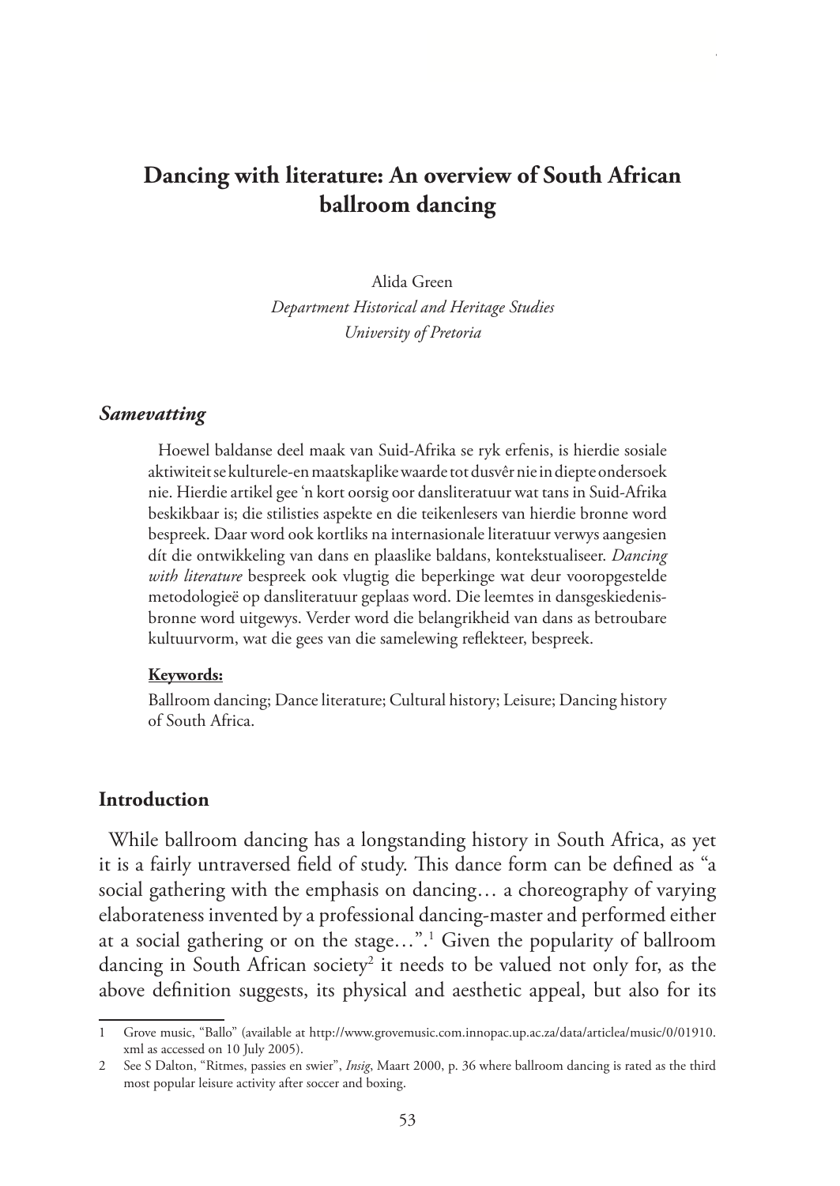# Dancing with literature: An overview of South African ballroom dancing

Alida Green
*Department Historical and Heritage Studies*
*University of Pretoria*

### *Samevatting*

Hoewel baldanse deel maak van Suid-Afrika se ryk erfenis, is hierdie sosiale aktiwiteit se kulturele-en maatskaplike waarde tot dusvêr nie in diepte ondersoek nie. Hierdie artikel gee 'n kort oorsig oor dansliteratuur wat tans in Suid-Afrika beskikbaar is; die stilisties aspekte en die teikenlesers van hierdie bronne word bespreek. Daar word ook kortliks na internasionale literatuur verwys aangesien dít die ontwikkeling van dans en plaaslike baldans, kontekstualiseer. *Dancing with literature* bespreek ook vlugtig die beperkinge wat deur vooropgestelde metodologieë op dansliteratuur geplaas word. Die leemtes in dansgeskiedenis-bronne word uitgewys. Verder word die belangrikheid van dans as betroubare kultuurvorm, wat die gees van die samelewing reflekteer, bespreek.

**Keywords:**

Ballroom dancing; Dance literature; Cultural history; Leisure; Dancing history of South Africa.

## Introduction

While ballroom dancing has a longstanding history in South Africa, as yet it is a fairly untraversed field of study. This dance form can be defined as "a social gathering with the emphasis on dancing… a choreography of varying elaborateness invented by a professional dancing-master and performed either at a social gathering or on the stage…".[1] Given the popularity of ballroom dancing in South African society[2] it needs to be valued not only for, as the above definition suggests, its physical and aesthetic appeal, but also for its

---

1 Grove music, "Ballo" (available at http://www.grovemusic.com.innopac.up.ac.za/data/articlea/music/0/01910.xml as accessed on 10 July 2005).

2 See S Dalton, "Ritmes, passies en swier", *Insig*, Maart 2000, p. 36 where ballroom dancing is rated as the third most popular leisure activity after soccer and boxing.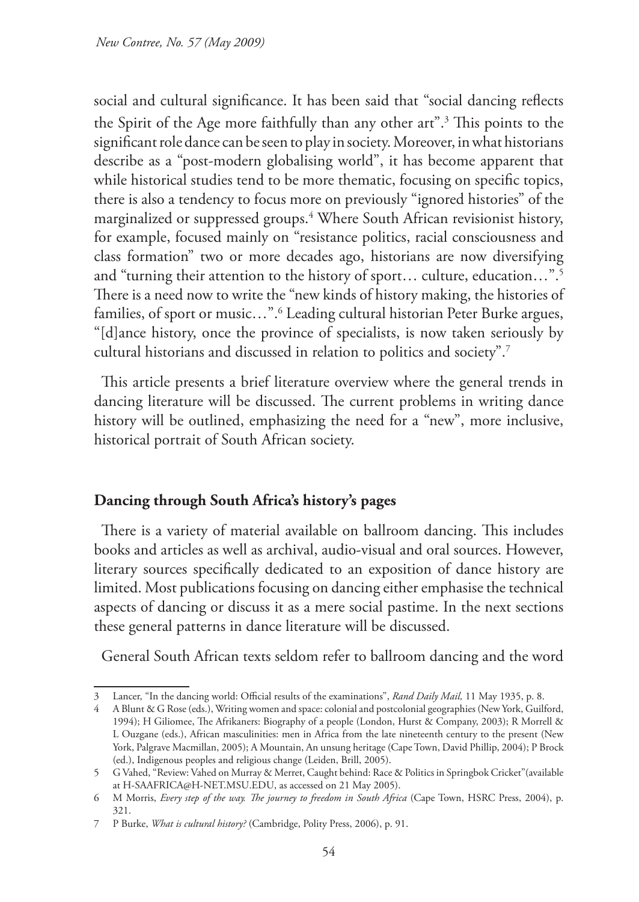social and cultural significance. It has been said that "social dancing reflects the Spirit of the Age more faithfully than any other art".[3] This points to the significant role dance can be seen to play in society. Moreover, in what historians describe as a "post-modern globalising world", it has become apparent that while historical studies tend to be more thematic, focusing on specific topics, there is also a tendency to focus more on previously "ignored histories" of the marginalized or suppressed groups.[4] Where South African revisionist history, for example, focused mainly on "resistance politics, racial consciousness and class formation" two or more decades ago, historians are now diversifying and "turning their attention to the history of sport… culture, education…".[5] There is a need now to write the "new kinds of history making, the histories of families, of sport or music…".[6] Leading cultural historian Peter Burke argues, "[d]ance history, once the province of specialists, is now taken seriously by cultural historians and discussed in relation to politics and society".[7]

This article presents a brief literature overview where the general trends in dancing literature will be discussed. The current problems in writing dance history will be outlined, emphasizing the need for a "new", more inclusive, historical portrait of South African society.

## Dancing through South Africa's history's pages

There is a variety of material available on ballroom dancing. This includes books and articles as well as archival, audio-visual and oral sources. However, literary sources specifically dedicated to an exposition of dance history are limited. Most publications focusing on dancing either emphasise the technical aspects of dancing or discuss it as a mere social pastime. In the next sections these general patterns in dance literature will be discussed.

General South African texts seldom refer to ballroom dancing and the word

---

3 Lancer, "In the dancing world: Official results of the examinations", *Rand Daily Mail,* 11 May 1935, p. 8.

4 A Blunt & G Rose (eds.), Writing women and space: colonial and postcolonial geographies (New York, Guilford, 1994); H Giliomee, The Afrikaners: Biography of a people (London, Hurst & Company, 2003); R Morrell & L Ouzgane (eds.), African masculinities: men in Africa from the late nineteenth century to the present (New York, Palgrave Macmillan, 2005); A Mountain, An unsung heritage (Cape Town, David Phillip, 2004); P Brock (ed.), Indigenous peoples and religious change (Leiden, Brill, 2005).

5 G Vahed, "Review: Vahed on Murray & Merret, Caught behind: Race & Politics in Springbok Cricket"(available at H-SAAFRICA@H-NET.MSU.EDU, as accessed on 21 May 2005).

6 M Morris, *Every step of the way. The journey to freedom in South Africa* (Cape Town, HSRC Press, 2004), p. 321.

7 P Burke, *What is cultural history?* (Cambridge, Polity Press, 2006), p. 91.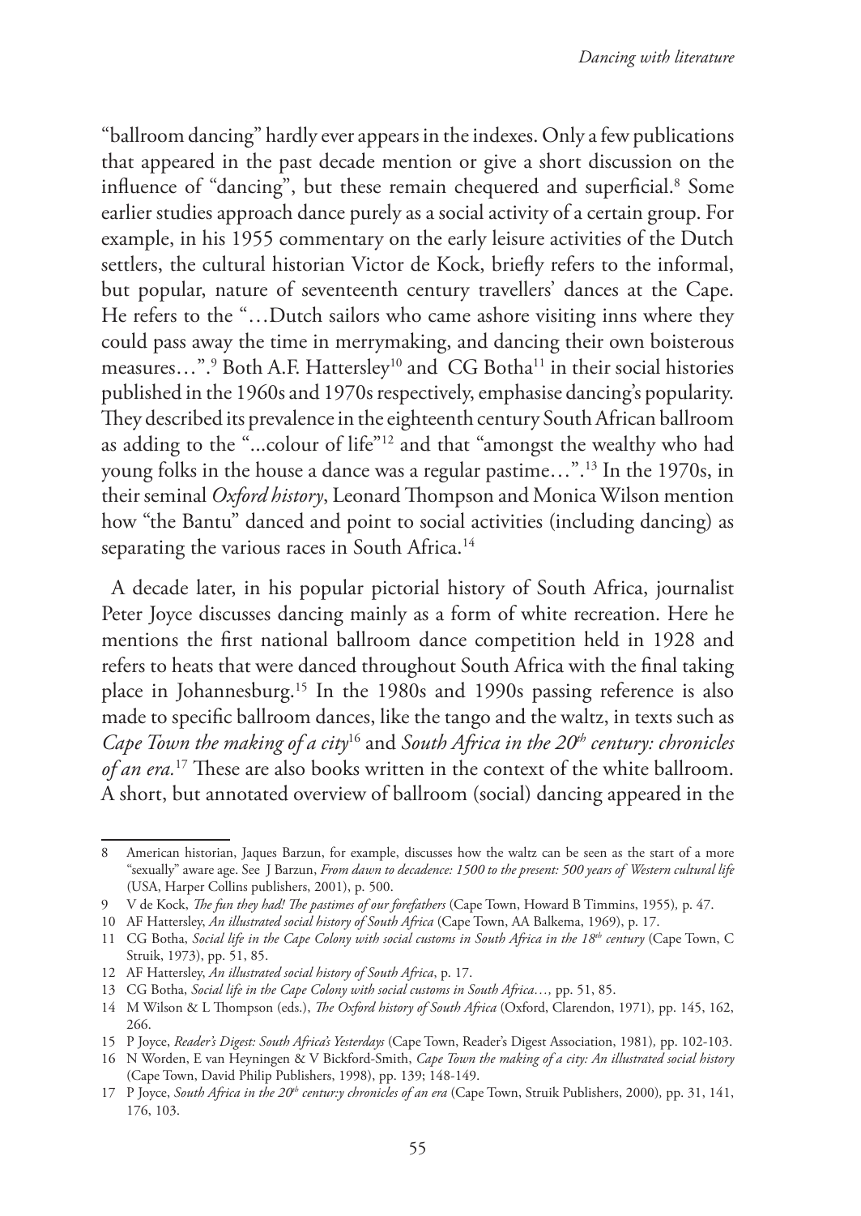"ballroom dancing" hardly ever appears in the indexes. Only a few publications that appeared in the past decade mention or give a short discussion on the influence of "dancing", but these remain chequered and superficial.[8] Some earlier studies approach dance purely as a social activity of a certain group. For example, in his 1955 commentary on the early leisure activities of the Dutch settlers, the cultural historian Victor de Kock, briefly refers to the informal, but popular, nature of seventeenth century travellers' dances at the Cape. He refers to the "…Dutch sailors who came ashore visiting inns where they could pass away the time in merrymaking, and dancing their own boisterous measures…".[9] Both A.F. Hattersley[10] and CG Botha[11] in their social histories published in the 1960s and 1970s respectively, emphasise dancing's popularity. They described its prevalence in the eighteenth century South African ballroom as adding to the "...colour of life"[12] and that "amongst the wealthy who had young folks in the house a dance was a regular pastime…".[13] In the 1970s, in their seminal *Oxford history*, Leonard Thompson and Monica Wilson mention how "the Bantu" danced and point to social activities (including dancing) as separating the various races in South Africa.[14]

A decade later, in his popular pictorial history of South Africa, journalist Peter Joyce discusses dancing mainly as a form of white recreation. Here he mentions the first national ballroom dance competition held in 1928 and refers to heats that were danced throughout South Africa with the final taking place in Johannesburg.[15] In the 1980s and 1990s passing reference is also made to specific ballroom dances, like the tango and the waltz, in texts such as *Cape Town the making of a city*[16] and *South Africa in the 20th century: chronicles of an era.*[17] These are also books written in the context of the white ballroom. A short, but annotated overview of ballroom (social) dancing appeared in the

---

8 American historian, Jaques Barzun, for example, discusses how the waltz can be seen as the start of a more "sexually" aware age. See J Barzun, *From dawn to decadence: 1500 to the present: 500 years of Western cultural life* (USA, Harper Collins publishers, 2001), p. 500.

9 V de Kock, *The fun they had! The pastimes of our forefathers* (Cape Town, Howard B Timmins, 1955), p. 47.

10 AF Hattersley, *An illustrated social history of South Africa* (Cape Town, AA Balkema, 1969), p. 17.

11 CG Botha, *Social life in the Cape Colony with social customs in South Africa in the 18th century* (Cape Town, C Struik, 1973), pp. 51, 85.

12 AF Hattersley, *An illustrated social history of South Africa*, p. 17.

13 CG Botha, *Social life in the Cape Colony with social customs in South Africa…,* pp. 51, 85.

14 M Wilson & L Thompson (eds.), *The Oxford history of South Africa* (Oxford, Clarendon, 1971), pp. 145, 162, 266.

15 P Joyce, *Reader's Digest: South Africa's Yesterdays* (Cape Town, Reader's Digest Association, 1981), pp. 102-103.

16 N Worden, E van Heyningen & V Bickford-Smith, *Cape Town the making of a city: An illustrated social history* (Cape Town, David Philip Publishers, 1998), pp. 139; 148-149.

17 P Joyce, *South Africa in the 20th centur:y chronicles of an era* (Cape Town, Struik Publishers, 2000), pp. 31, 141, 176, 103.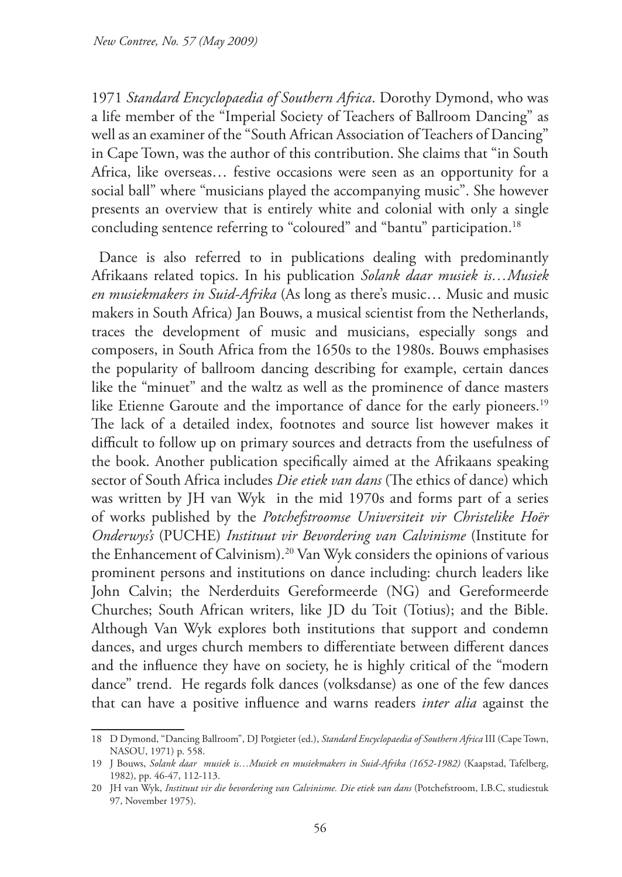1971 *Standard Encyclopaedia of Southern Africa*. Dorothy Dymond, who was a life member of the "Imperial Society of Teachers of Ballroom Dancing" as well as an examiner of the "South African Association of Teachers of Dancing" in Cape Town, was the author of this contribution. She claims that "in South Africa, like overseas… festive occasions were seen as an opportunity for a social ball" where "musicians played the accompanying music". She however presents an overview that is entirely white and colonial with only a single concluding sentence referring to "coloured" and "bantu" participation.[18]

Dance is also referred to in publications dealing with predominantly Afrikaans related topics. In his publication *Solank daar musiek is…Musiek en musiekmakers in Suid-Afrika* (As long as there's music… Music and music makers in South Africa) Jan Bouws, a musical scientist from the Netherlands, traces the development of music and musicians, especially songs and composers, in South Africa from the 1650s to the 1980s. Bouws emphasises the popularity of ballroom dancing describing for example, certain dances like the "minuet" and the waltz as well as the prominence of dance masters like Etienne Garoute and the importance of dance for the early pioneers.[19] The lack of a detailed index, footnotes and source list however makes it difficult to follow up on primary sources and detracts from the usefulness of the book. Another publication specifically aimed at the Afrikaans speaking sector of South Africa includes *Die etiek van dans* (The ethics of dance) which was written by JH van Wyk in the mid 1970s and forms part of a series of works published by the *Potchefstroomse Universiteit vir Christelike Hoër Onderwys's* (PUCHE) *Instituut vir Bevordering van Calvinisme* (Institute for the Enhancement of Calvinism).[20] Van Wyk considers the opinions of various prominent persons and institutions on dance including: church leaders like John Calvin; the Nerderduits Gereformeerde (NG) and Gereformeerde Churches; South African writers, like JD du Toit (Totius); and the Bible. Although Van Wyk explores both institutions that support and condemn dances, and urges church members to differentiate between different dances and the influence they have on society, he is highly critical of the "modern dance" trend. He regards folk dances (volksdanse) as one of the few dances that can have a positive influence and warns readers *inter alia* against the

---

18 D Dymond, "Dancing Ballroom", DJ Potgieter (ed.), *Standard Encyclopaedia of Southern Africa* III (Cape Town, NASOU, 1971) p. 558.

19 J Bouws, *Solank daar musiek is…Musiek en musiekmakers in Suid-Afrika (1652-1982)* (Kaapstad, Tafelberg, 1982), pp. 46-47, 112-113.

20 JH van Wyk, *Instituut vir die bevordering van Calvinisme. Die etiek van dans* (Potchefstroom, I.B.C, studiestuk 97, November 1975).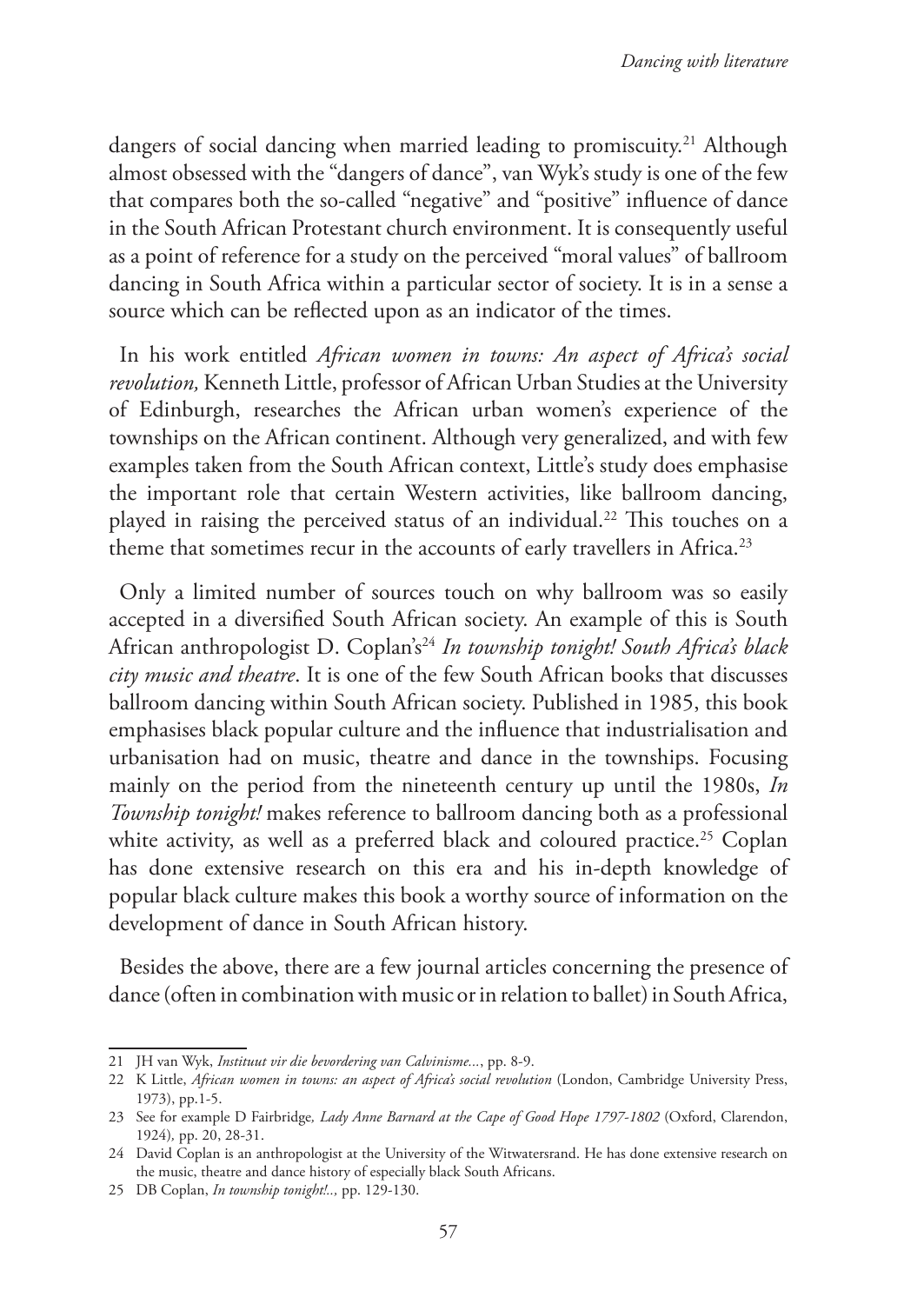dangers of social dancing when married leading to promiscuity.[21] Although almost obsessed with the "dangers of dance", van Wyk's study is one of the few that compares both the so-called "negative" and "positive" influence of dance in the South African Protestant church environment. It is consequently useful as a point of reference for a study on the perceived "moral values" of ballroom dancing in South Africa within a particular sector of society. It is in a sense a source which can be reflected upon as an indicator of the times.

In his work entitled *African women in towns: An aspect of Africa's social revolution,* Kenneth Little, professor of African Urban Studies at the University of Edinburgh, researches the African urban women's experience of the townships on the African continent. Although very generalized, and with few examples taken from the South African context, Little's study does emphasise the important role that certain Western activities, like ballroom dancing, played in raising the perceived status of an individual.[22] This touches on a theme that sometimes recur in the accounts of early travellers in Africa.[23]

Only a limited number of sources touch on why ballroom was so easily accepted in a diversified South African society. An example of this is South African anthropologist D. Coplan's[24] *In township tonight! South Africa's black city music and theatre*. It is one of the few South African books that discusses ballroom dancing within South African society. Published in 1985, this book emphasises black popular culture and the influence that industrialisation and urbanisation had on music, theatre and dance in the townships. Focusing mainly on the period from the nineteenth century up until the 1980s, *In Township tonight!* makes reference to ballroom dancing both as a professional white activity, as well as a preferred black and coloured practice.[25] Coplan has done extensive research on this era and his in-depth knowledge of popular black culture makes this book a worthy source of information on the development of dance in South African history.

Besides the above, there are a few journal articles concerning the presence of dance (often in combination with music or in relation to ballet) in South Africa,

---

21 JH van Wyk, *Instituut vir die bevordering van Calvinisme...*, pp. 8-9.

22 K Little, *African women in towns: an aspect of Africa's social revolution* (London, Cambridge University Press, 1973), pp.1-5.

23 See for example D Fairbridge*, Lady Anne Barnard at the Cape of Good Hope 1797-1802* (Oxford, Clarendon, 1924)*,* pp. 20, 28-31.

24 David Coplan is an anthropologist at the University of the Witwatersrand. He has done extensive research on the music, theatre and dance history of especially black South Africans.

25 DB Coplan, *In township tonight!..,* pp. 129-130.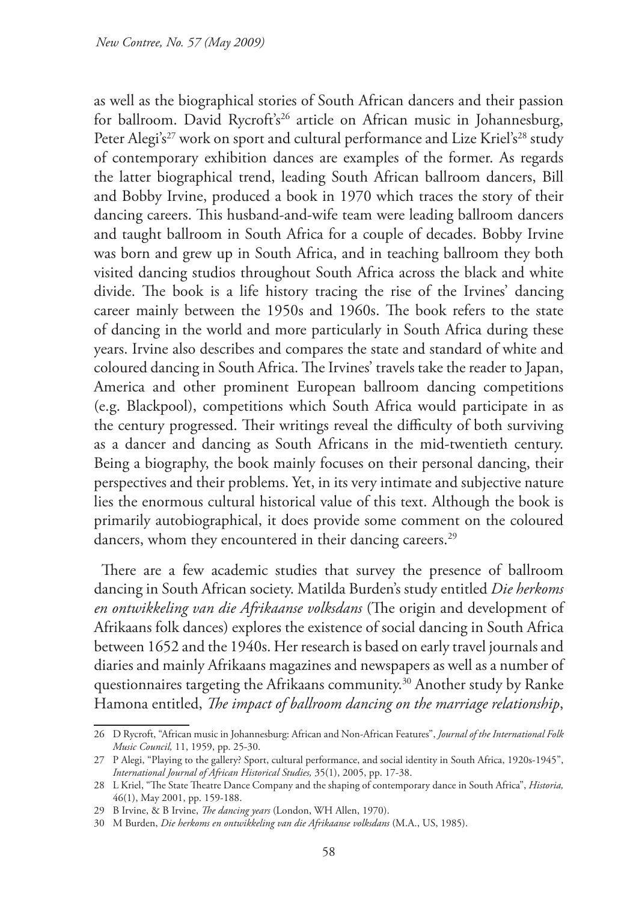as well as the biographical stories of South African dancers and their passion for ballroom. David Rycroft's[26] article on African music in Johannesburg, Peter Alegi's[27] work on sport and cultural performance and Lize Kriel's[28] study of contemporary exhibition dances are examples of the former. As regards the latter biographical trend, leading South African ballroom dancers, Bill and Bobby Irvine, produced a book in 1970 which traces the story of their dancing careers. This husband-and-wife team were leading ballroom dancers and taught ballroom in South Africa for a couple of decades. Bobby Irvine was born and grew up in South Africa, and in teaching ballroom they both visited dancing studios throughout South Africa across the black and white divide. The book is a life history tracing the rise of the Irvines' dancing career mainly between the 1950s and 1960s. The book refers to the state of dancing in the world and more particularly in South Africa during these years. Irvine also describes and compares the state and standard of white and coloured dancing in South Africa. The Irvines' travels take the reader to Japan, America and other prominent European ballroom dancing competitions (e.g. Blackpool), competitions which South Africa would participate in as the century progressed. Their writings reveal the difficulty of both surviving as a dancer and dancing as South Africans in the mid-twentieth century. Being a biography, the book mainly focuses on their personal dancing, their perspectives and their problems. Yet, in its very intimate and subjective nature lies the enormous cultural historical value of this text. Although the book is primarily autobiographical, it does provide some comment on the coloured dancers, whom they encountered in their dancing careers.[29]

There are a few academic studies that survey the presence of ballroom dancing in South African society. Matilda Burden's study entitled *Die herkoms en ontwikkeling van die Afrikaanse volksdans* (The origin and development of Afrikaans folk dances) explores the existence of social dancing in South Africa between 1652 and the 1940s. Her research is based on early travel journals and diaries and mainly Afrikaans magazines and newspapers as well as a number of questionnaires targeting the Afrikaans community.[30] Another study by Ranke Hamona entitled, *The impact of ballroom dancing on the marriage relationship*,

---

26 D Rycroft, "African music in Johannesburg: African and Non-African Features", *Journal of the International Folk Music Council,* 11, 1959, pp. 25-30.

27 P Alegi, "Playing to the gallery? Sport, cultural performance, and social identity in South Africa, 1920s-1945", *International Journal of African Historical Studies,* 35(1), 2005, pp. 17-38.

28 L Kriel, "The State Theatre Dance Company and the shaping of contemporary dance in South Africa", *Historia,* 46(1), May 2001, pp. 159-188.

29 B Irvine, & B Irvine, *The dancing years* (London, WH Allen, 1970).

30 M Burden, *Die herkoms en ontwikkeling van die Afrikaanse volksdans* (M.A., US, 1985).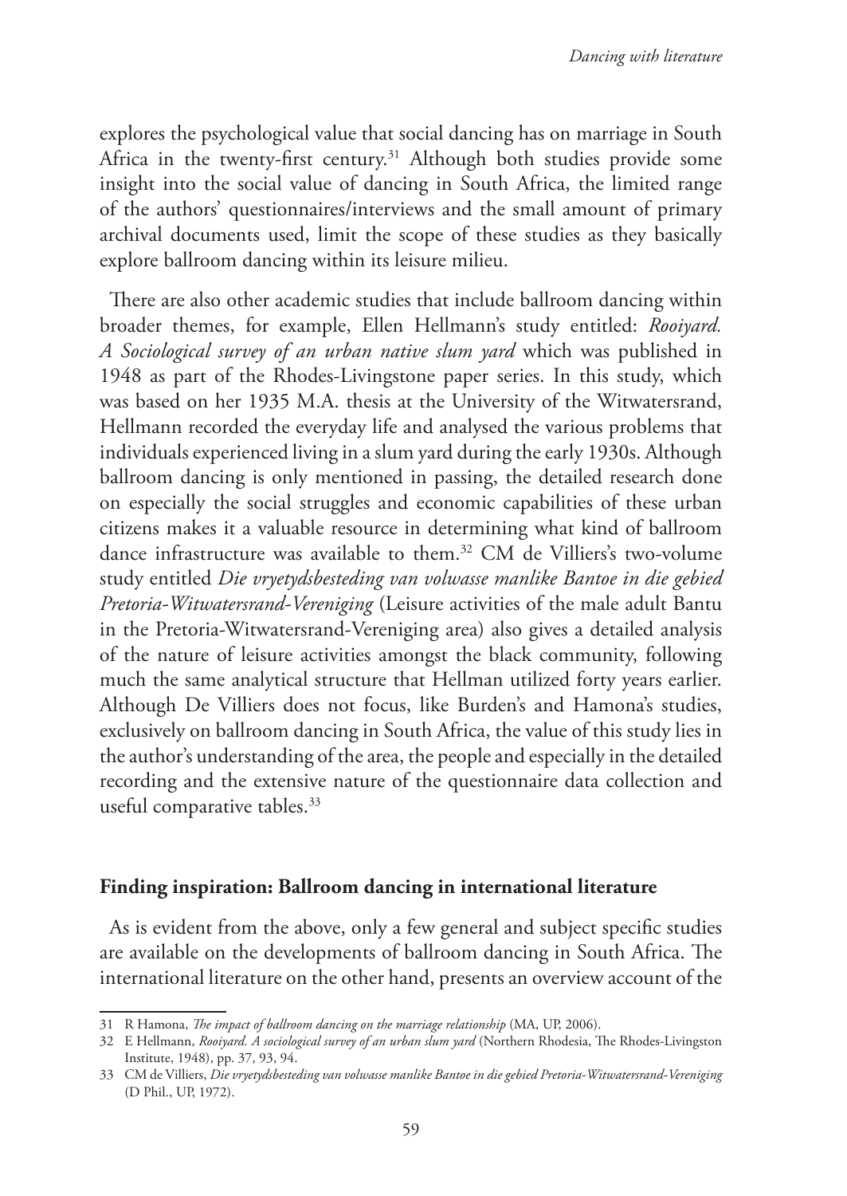explores the psychological value that social dancing has on marriage in South Africa in the twenty-first century.[31] Although both studies provide some insight into the social value of dancing in South Africa, the limited range of the authors' questionnaires/interviews and the small amount of primary archival documents used, limit the scope of these studies as they basically explore ballroom dancing within its leisure milieu.

There are also other academic studies that include ballroom dancing within broader themes, for example, Ellen Hellmann's study entitled: *Rooiyard. A Sociological survey of an urban native slum yard* which was published in 1948 as part of the Rhodes-Livingstone paper series. In this study, which was based on her 1935 M.A. thesis at the University of the Witwatersrand, Hellmann recorded the everyday life and analysed the various problems that individuals experienced living in a slum yard during the early 1930s. Although ballroom dancing is only mentioned in passing, the detailed research done on especially the social struggles and economic capabilities of these urban citizens makes it a valuable resource in determining what kind of ballroom dance infrastructure was available to them.[32] CM de Villiers's two-volume study entitled *Die vryetydsbesteding van volwasse manlike Bantoe in die gebied Pretoria-Witwatersrand-Vereniging* (Leisure activities of the male adult Bantu in the Pretoria-Witwatersrand-Vereniging area) also gives a detailed analysis of the nature of leisure activities amongst the black community, following much the same analytical structure that Hellman utilized forty years earlier. Although De Villiers does not focus, like Burden's and Hamona's studies, exclusively on ballroom dancing in South Africa, the value of this study lies in the author's understanding of the area, the people and especially in the detailed recording and the extensive nature of the questionnaire data collection and useful comparative tables.[33]

## Finding inspiration: Ballroom dancing in international literature

As is evident from the above, only a few general and subject specific studies are available on the developments of ballroom dancing in South Africa. The international literature on the other hand, presents an overview account of the

---

31 R Hamona, *The impact of ballroom dancing on the marriage relationship* (MA, UP, 2006).

32 E Hellmann, *Rooiyard. A sociological survey of an urban slum yard* (Northern Rhodesia, The Rhodes-Livingston Institute, 1948), pp. 37, 93, 94.

33 CM de Villiers, *Die vryetydsbesteding van volwasse manlike Bantoe in die gebied Pretoria-Witwatersrand-Vereniging* (D Phil., UP, 1972).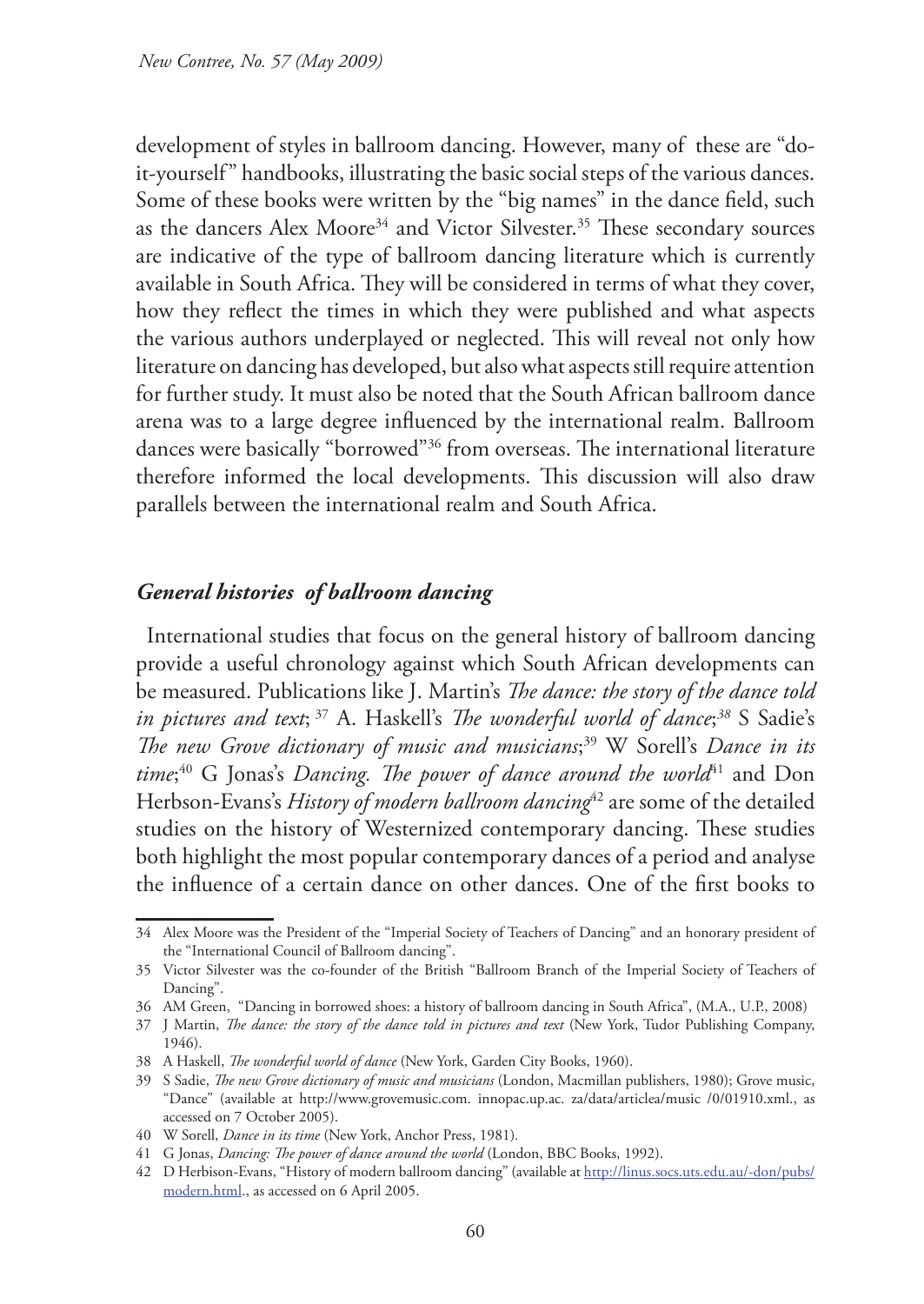development of styles in ballroom dancing. However, many of these are "do-it-yourself" handbooks, illustrating the basic social steps of the various dances. Some of these books were written by the "big names" in the dance field, such as the dancers Alex Moore[34] and Victor Silvester.[35] These secondary sources are indicative of the type of ballroom dancing literature which is currently available in South Africa. They will be considered in terms of what they cover, how they reflect the times in which they were published and what aspects the various authors underplayed or neglected. This will reveal not only how literature on dancing has developed, but also what aspects still require attention for further study. It must also be noted that the South African ballroom dance arena was to a large degree influenced by the international realm. Ballroom dances were basically "borrowed"[36] from overseas. The international literature therefore informed the local developments. This discussion will also draw parallels between the international realm and South Africa.

### *General histories of ballroom dancing*

International studies that focus on the general history of ballroom dancing provide a useful chronology against which South African developments can be measured. Publications like J. Martin's *The dance: the story of the dance told in pictures and text*; [37] A. Haskell's *The wonderful world of dance*;[38] S Sadie's *The new Grove dictionary of music and musicians*;[39] W Sorell's *Dance in its time*;[40] G Jonas's *Dancing. The power of dance around the world*[41] and Don Herbson-Evans's *History of modern ballroom dancing*[42] are some of the detailed studies on the history of Westernized contemporary dancing. These studies both highlight the most popular contemporary dances of a period and analyse the influence of a certain dance on other dances. One of the first books to

---

34 Alex Moore was the President of the "Imperial Society of Teachers of Dancing" and an honorary president of the "International Council of Ballroom dancing".

35 Victor Silvester was the co-founder of the British "Ballroom Branch of the Imperial Society of Teachers of Dancing".

36 AM Green, "Dancing in borrowed shoes: a history of ballroom dancing in South Africa", (M.A., U.P., 2008)

37 J Martin, *The dance: the story of the dance told in pictures and text* (New York, Tudor Publishing Company, 1946).

38 A Haskell, *The wonderful world of dance* (New York, Garden City Books, 1960).

39 S Sadie, *The new Grove dictionary of music and musicians* (London, Macmillan publishers, 1980); Grove music, "Dance" (available at http://www.grovemusic.com. innopac.up.ac. za/data/articlea/music /0/01910.xml., as accessed on 7 October 2005).

40 W Sorell, *Dance in its time* (New York, Anchor Press, 1981).

41 G Jonas, *Dancing: The power of dance around the world* (London, BBC Books, 1992).

42 D Herbison-Evans, "History of modern ballroom dancing" (available at http://linus.socs.uts.edu.au/-don/pubs/modern.html., as accessed on 6 April 2005.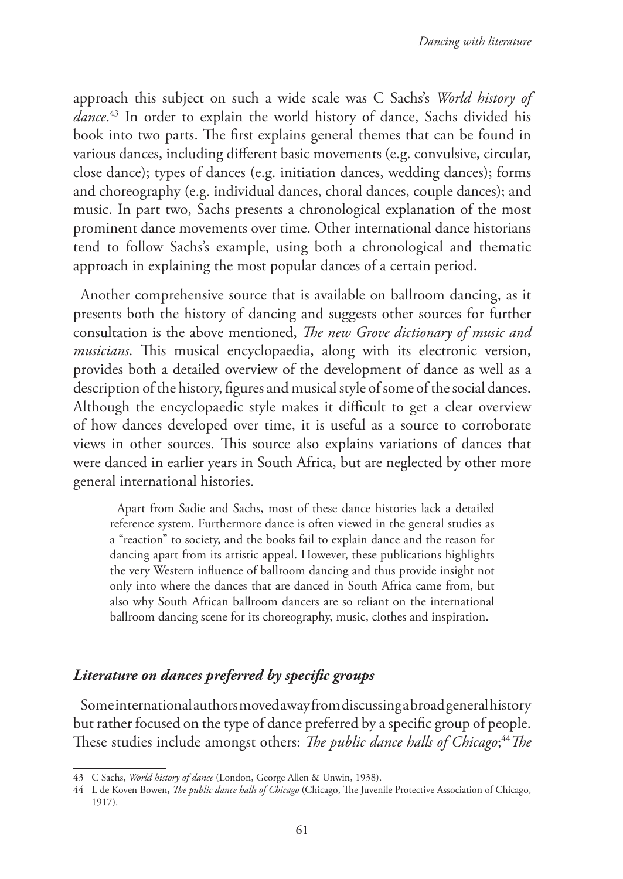approach this subject on such a wide scale was C Sachs's *World history of dance*.[43] In order to explain the world history of dance, Sachs divided his book into two parts. The first explains general themes that can be found in various dances, including different basic movements (e.g. convulsive, circular, close dance); types of dances (e.g. initiation dances, wedding dances); forms and choreography (e.g. individual dances, choral dances, couple dances); and music. In part two, Sachs presents a chronological explanation of the most prominent dance movements over time. Other international dance historians tend to follow Sachs's example, using both a chronological and thematic approach in explaining the most popular dances of a certain period.

Another comprehensive source that is available on ballroom dancing, as it presents both the history of dancing and suggests other sources for further consultation is the above mentioned, *The new Grove dictionary of music and musicians*. This musical encyclopaedia, along with its electronic version, provides both a detailed overview of the development of dance as well as a description of the history, figures and musical style of some of the social dances. Although the encyclopaedic style makes it difficult to get a clear overview of how dances developed over time, it is useful as a source to corroborate views in other sources. This source also explains variations of dances that were danced in earlier years in South Africa, but are neglected by other more general international histories.

> Apart from Sadie and Sachs, most of these dance histories lack a detailed reference system. Furthermore dance is often viewed in the general studies as a "reaction" to society, and the books fail to explain dance and the reason for dancing apart from its artistic appeal. However, these publications highlights the very Western influence of ballroom dancing and thus provide insight not only into where the dances that are danced in South Africa came from, but also why South African ballroom dancers are so reliant on the international ballroom dancing scene for its choreography, music, clothes and inspiration.

### *Literature on dances preferred by specific groups*

Some international authors moved away from discussing a broad general history but rather focused on the type of dance preferred by a specific group of people. These studies include amongst others: *The public dance halls of Chicago*;[44] *The*

43 C Sachs, *World history of dance* (London, George Allen & Unwin, 1938).

44 L de Koven Bowen, *The public dance halls of Chicago* (Chicago, The Juvenile Protective Association of Chicago, 1917).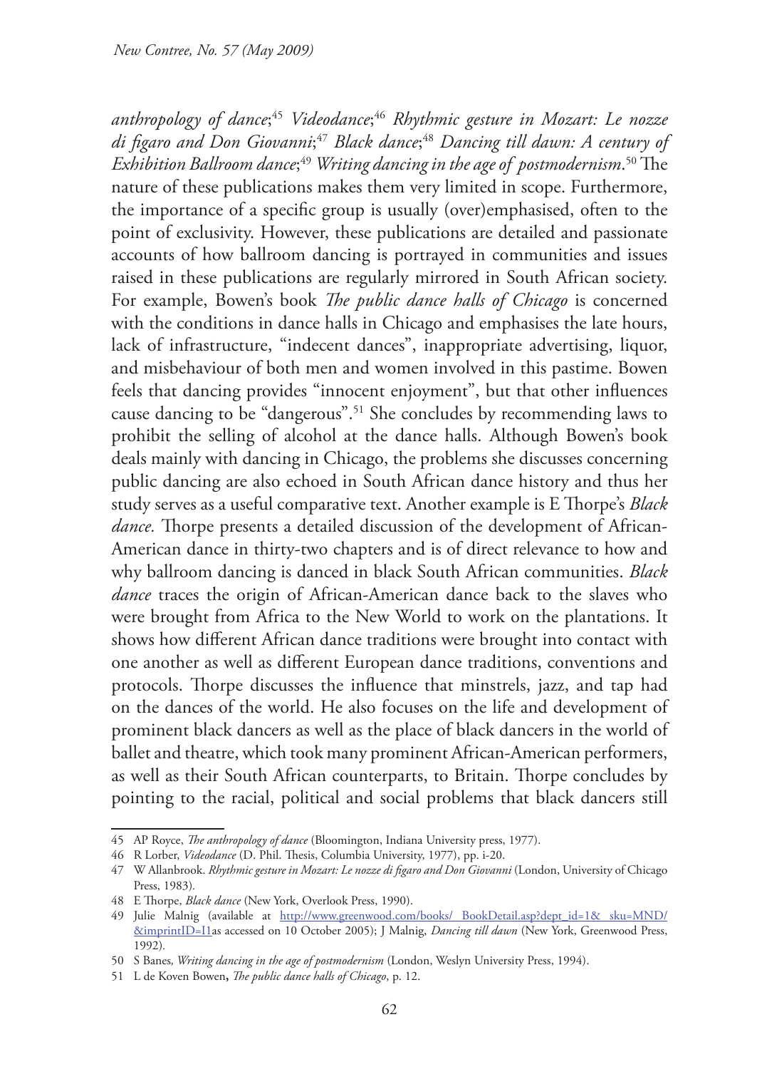*anthropology of dance*;[45] *Videodance*;[46] *Rhythmic gesture in Mozart: Le nozze di figaro and Don Giovanni*;[47] *Black dance*;[48] *Dancing till dawn: A century of Exhibition Ballroom dance*;[49] *Writing dancing in the age of postmodernism*.[50] The nature of these publications makes them very limited in scope. Furthermore, the importance of a specific group is usually (over)emphasised, often to the point of exclusivity. However, these publications are detailed and passionate accounts of how ballroom dancing is portrayed in communities and issues raised in these publications are regularly mirrored in South African society. For example, Bowen's book *The public dance halls of Chicago* is concerned with the conditions in dance halls in Chicago and emphasises the late hours, lack of infrastructure, "indecent dances", inappropriate advertising, liquor, and misbehaviour of both men and women involved in this pastime. Bowen feels that dancing provides "innocent enjoyment", but that other influences cause dancing to be "dangerous".[51] She concludes by recommending laws to prohibit the selling of alcohol at the dance halls. Although Bowen's book deals mainly with dancing in Chicago, the problems she discusses concerning public dancing are also echoed in South African dance history and thus her study serves as a useful comparative text. Another example is E Thorpe's *Black dance.* Thorpe presents a detailed discussion of the development of African-American dance in thirty-two chapters and is of direct relevance to how and why ballroom dancing is danced in black South African communities. *Black dance* traces the origin of African-American dance back to the slaves who were brought from Africa to the New World to work on the plantations. It shows how different African dance traditions were brought into contact with one another as well as different European dance traditions, conventions and protocols. Thorpe discusses the influence that minstrels, jazz, and tap had on the dances of the world. He also focuses on the life and development of prominent black dancers as well as the place of black dancers in the world of ballet and theatre, which took many prominent African-American performers, as well as their South African counterparts, to Britain. Thorpe concludes by pointing to the racial, political and social problems that black dancers still

---

45 AP Royce, *The anthropology of dance* (Bloomington, Indiana University press, 1977).

46 R Lorber, *Videodance* (D. Phil. Thesis, Columbia University, 1977), pp. i-20.

47 W Allanbrook. *Rhythmic gesture in Mozart: Le nozze di figaro and Don Giovanni* (London, University of Chicago Press, 1983).

48 E Thorpe, *Black dance* (New York, Overlook Press, 1990).

49 Julie Malnig (available at http://www.greenwood.com/books/ BookDetail.asp?dept_id=1& sku=MND/ &imprintID=I1as accessed on 10 October 2005); J Malnig, *Dancing till dawn* (New York, Greenwood Press, 1992).

50 S Banes*, Writing dancing in the age of postmodernism* (London, Weslyn University Press, 1994).

51 L de Koven Bowen**,** *The public dance halls of Chicago*, p. 12.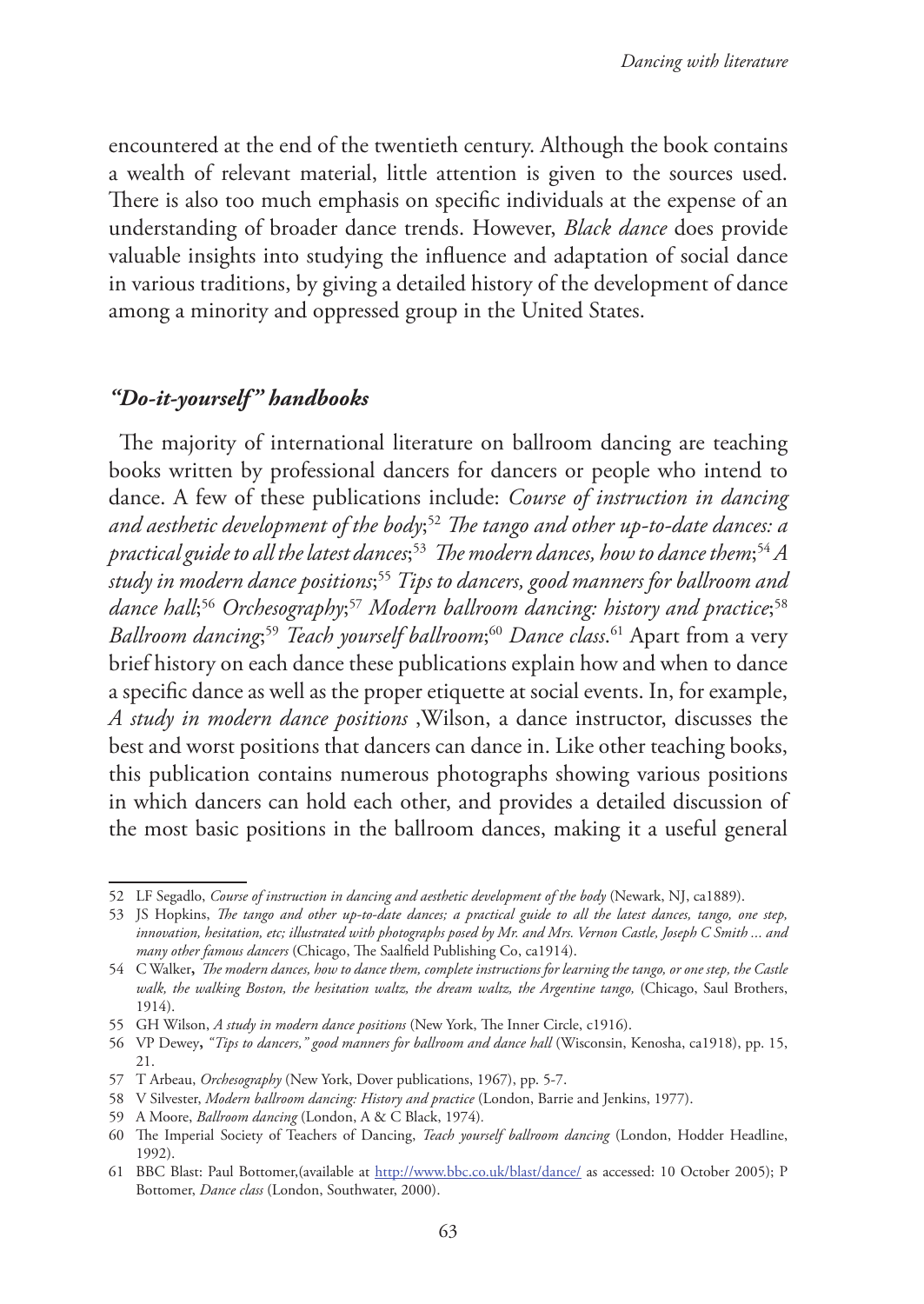encountered at the end of the twentieth century. Although the book contains a wealth of relevant material, little attention is given to the sources used. There is also too much emphasis on specific individuals at the expense of an understanding of broader dance trends. However, *Black dance* does provide valuable insights into studying the influence and adaptation of social dance in various traditions, by giving a detailed history of the development of dance among a minority and oppressed group in the United States.

### *"Do-it-yourself" handbooks*

The majority of international literature on ballroom dancing are teaching books written by professional dancers for dancers or people who intend to dance. A few of these publications include: *Course of instruction in dancing and aesthetic development of the body*;[52] *The tango and other up-to-date dances: a practical guide to all the latest dances*;[53] *The modern dances, how to dance them*;[54] *A study in modern dance positions*;[55] *Tips to dancers, good manners for ballroom and dance hall*;[56] *Orchesography*;[57] *Modern ballroom dancing: history and practice*;[58] *Ballroom dancing*;[59] *Teach yourself ballroom*;[60] *Dance class*.[61] Apart from a very brief history on each dance these publications explain how and when to dance a specific dance as well as the proper etiquette at social events. In, for example, *A study in modern dance positions* ,Wilson, a dance instructor, discusses the best and worst positions that dancers can dance in. Like other teaching books, this publication contains numerous photographs showing various positions in which dancers can hold each other, and provides a detailed discussion of the most basic positions in the ballroom dances, making it a useful general

52 LF Segadlo, *Course of instruction in dancing and aesthetic development of the body* (Newark, NJ, ca1889).

53 JS Hopkins, *The tango and other up-to-date dances; a practical guide to all the latest dances, tango, one step, innovation, hesitation, etc; illustrated with photographs posed by Mr. and Mrs. Vernon Castle, Joseph C Smith ... and many other famous dancers* (Chicago, The Saalfield Publishing Co, ca1914).

54 C Walker**,** *The modern dances, how to dance them, complete instructions for learning the tango, or one step, the Castle walk, the walking Boston, the hesitation waltz, the dream waltz, the Argentine tango,* (Chicago, Saul Brothers, 1914).

55 GH Wilson, *A study in modern dance positions* (New York, The Inner Circle, c1916).

56 VP Dewey**,** *"Tips to dancers," good manners for ballroom and dance hall* (Wisconsin, Kenosha, ca1918), pp. 15, 21.

57 T Arbeau, *Orchesography* (New York, Dover publications, 1967), pp. 5-7.

58 V Silvester, *Modern ballroom dancing: History and practice* (London, Barrie and Jenkins, 1977).

59 A Moore, *Ballroom dancing* (London, A & C Black, 1974).

60 The Imperial Society of Teachers of Dancing, *Teach yourself ballroom dancing* (London, Hodder Headline, 1992).

61 BBC Blast: Paul Bottomer,(available at http://www.bbc.co.uk/blast/dance/ as accessed: 10 October 2005); P Bottomer, *Dance class* (London, Southwater, 2000).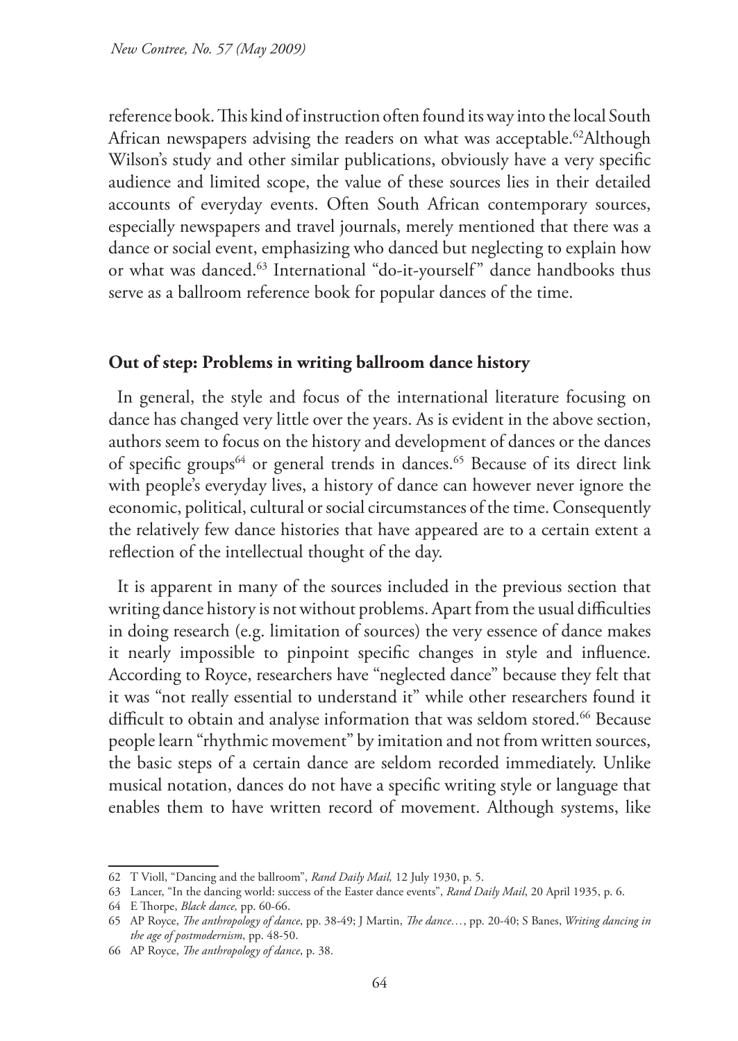reference book. This kind of instruction often found its way into the local South African newspapers advising the readers on what was acceptable.[62]Although Wilson's study and other similar publications, obviously have a very specific audience and limited scope, the value of these sources lies in their detailed accounts of everyday events. Often South African contemporary sources, especially newspapers and travel journals, merely mentioned that there was a dance or social event, emphasizing who danced but neglecting to explain how or what was danced.[63] International "do-it-yourself" dance handbooks thus serve as a ballroom reference book for popular dances of the time.

## Out of step: Problems in writing ballroom dance history

In general, the style and focus of the international literature focusing on dance has changed very little over the years. As is evident in the above section, authors seem to focus on the history and development of dances or the dances of specific groups[64] or general trends in dances.[65] Because of its direct link with people's everyday lives, a history of dance can however never ignore the economic, political, cultural or social circumstances of the time. Consequently the relatively few dance histories that have appeared are to a certain extent a reflection of the intellectual thought of the day.

It is apparent in many of the sources included in the previous section that writing dance history is not without problems. Apart from the usual difficulties in doing research (e.g. limitation of sources) the very essence of dance makes it nearly impossible to pinpoint specific changes in style and influence. According to Royce, researchers have "neglected dance" because they felt that it was "not really essential to understand it" while other researchers found it difficult to obtain and analyse information that was seldom stored.[66] Because people learn "rhythmic movement" by imitation and not from written sources, the basic steps of a certain dance are seldom recorded immediately. Unlike musical notation, dances do not have a specific writing style or language that enables them to have written record of movement. Although systems, like

62 T Violl, "Dancing and the ballroom", *Rand Daily Mail,* 12 July 1930, p. 5.

63 Lancer, "In the dancing world: success of the Easter dance events", *Rand Daily Mail*, 20 April 1935, p. 6.

64 E Thorpe, *Black dance,* pp. 60-66.

65 AP Royce, *The anthropology of dance*, pp. 38-49; J Martin, *The dance…*, pp. 20-40; S Banes, *Writing dancing in the age of postmodernism*, pp. 48-50.

66 AP Royce, *The anthropology of dance*, p. 38.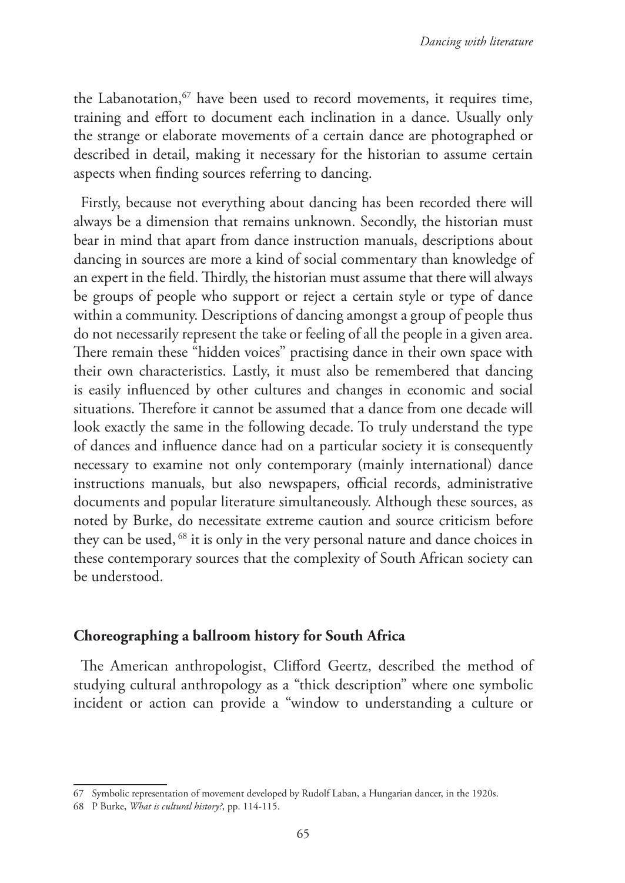the Labanotation,[67] have been used to record movements, it requires time, training and effort to document each inclination in a dance. Usually only the strange or elaborate movements of a certain dance are photographed or described in detail, making it necessary for the historian to assume certain aspects when finding sources referring to dancing.

Firstly, because not everything about dancing has been recorded there will always be a dimension that remains unknown. Secondly, the historian must bear in mind that apart from dance instruction manuals, descriptions about dancing in sources are more a kind of social commentary than knowledge of an expert in the field. Thirdly, the historian must assume that there will always be groups of people who support or reject a certain style or type of dance within a community. Descriptions of dancing amongst a group of people thus do not necessarily represent the take or feeling of all the people in a given area. There remain these "hidden voices" practising dance in their own space with their own characteristics. Lastly, it must also be remembered that dancing is easily influenced by other cultures and changes in economic and social situations. Therefore it cannot be assumed that a dance from one decade will look exactly the same in the following decade. To truly understand the type of dances and influence dance had on a particular society it is consequently necessary to examine not only contemporary (mainly international) dance instructions manuals, but also newspapers, official records, administrative documents and popular literature simultaneously. Although these sources, as noted by Burke, do necessitate extreme caution and source criticism before they can be used, [68] it is only in the very personal nature and dance choices in these contemporary sources that the complexity of South African society can be understood.

## Choreographing a ballroom history for South Africa

The American anthropologist, Clifford Geertz, described the method of studying cultural anthropology as a "thick description" where one symbolic incident or action can provide a "window to understanding a culture or

---

67 Symbolic representation of movement developed by Rudolf Laban, a Hungarian dancer, in the 1920s.

68 P Burke, *What is cultural history?*, pp. 114-115.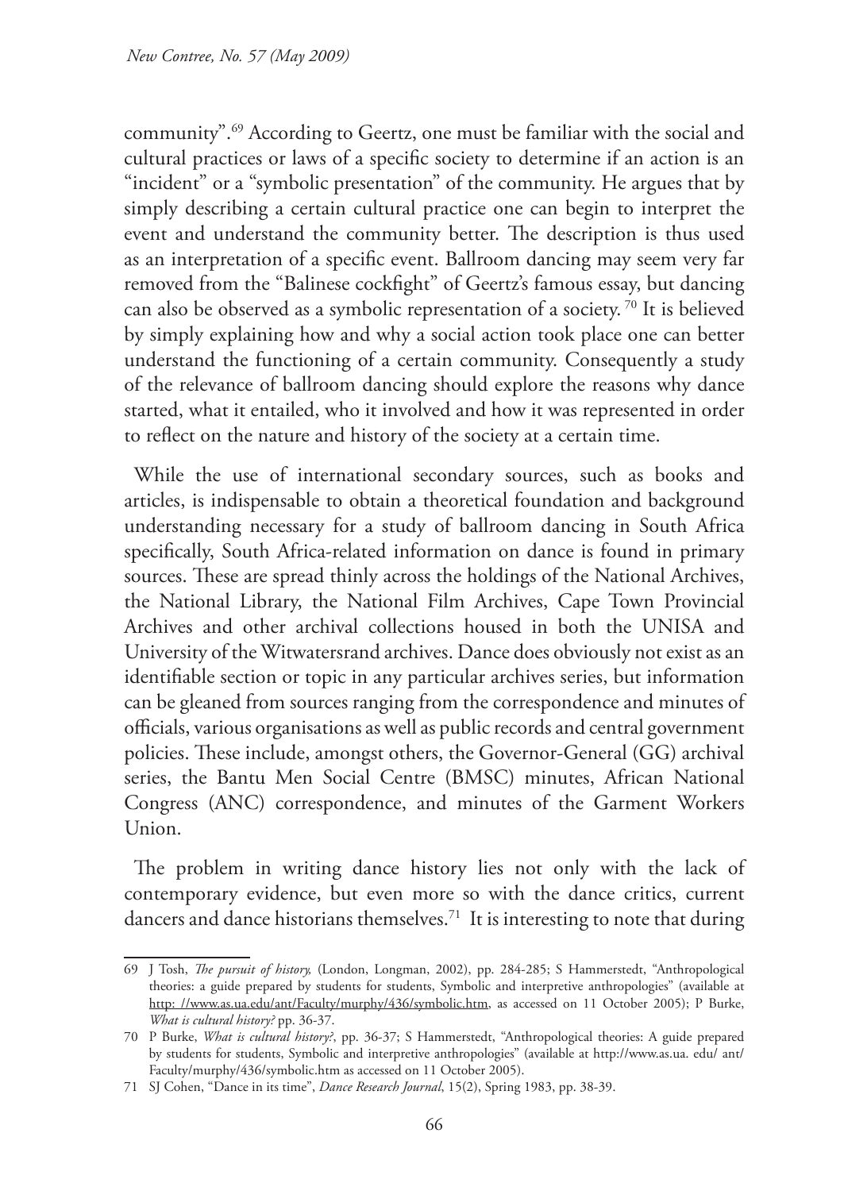community".[69] According to Geertz, one must be familiar with the social and cultural practices or laws of a specific society to determine if an action is an "incident" or a "symbolic presentation" of the community. He argues that by simply describing a certain cultural practice one can begin to interpret the event and understand the community better. The description is thus used as an interpretation of a specific event. Ballroom dancing may seem very far removed from the "Balinese cockfight" of Geertz's famous essay, but dancing can also be observed as a symbolic representation of a society. [70] It is believed by simply explaining how and why a social action took place one can better understand the functioning of a certain community. Consequently a study of the relevance of ballroom dancing should explore the reasons why dance started, what it entailed, who it involved and how it was represented in order to reflect on the nature and history of the society at a certain time.

While the use of international secondary sources, such as books and articles, is indispensable to obtain a theoretical foundation and background understanding necessary for a study of ballroom dancing in South Africa specifically, South Africa-related information on dance is found in primary sources. These are spread thinly across the holdings of the National Archives, the National Library, the National Film Archives, Cape Town Provincial Archives and other archival collections housed in both the UNISA and University of the Witwatersrand archives. Dance does obviously not exist as an identifiable section or topic in any particular archives series, but information can be gleaned from sources ranging from the correspondence and minutes of officials, various organisations as well as public records and central government policies. These include, amongst others, the Governor-General (GG) archival series, the Bantu Men Social Centre (BMSC) minutes, African National Congress (ANC) correspondence, and minutes of the Garment Workers Union.

The problem in writing dance history lies not only with the lack of contemporary evidence, but even more so with the dance critics, current dancers and dance historians themselves.[71] It is interesting to note that during

---

69 J Tosh, *The pursuit of history,* (London, Longman, 2002), pp. 284-285; S Hammerstedt, "Anthropological theories: a guide prepared by students for students, Symbolic and interpretive anthropologies" (available at http: //www.as.ua.edu/ant/Faculty/murphy/436/symbolic.htm, as accessed on 11 October 2005); P Burke, *What is cultural history?* pp. 36-37.

70 P Burke, *What is cultural history?*, pp. 36-37; S Hammerstedt, "Anthropological theories: A guide prepared by students for students, Symbolic and interpretive anthropologies" (available at http://www.as.ua. edu/ ant/ Faculty/murphy/436/symbolic.htm as accessed on 11 October 2005).

71 SJ Cohen, "Dance in its time", *Dance Research Journal*, 15(2), Spring 1983, pp. 38-39.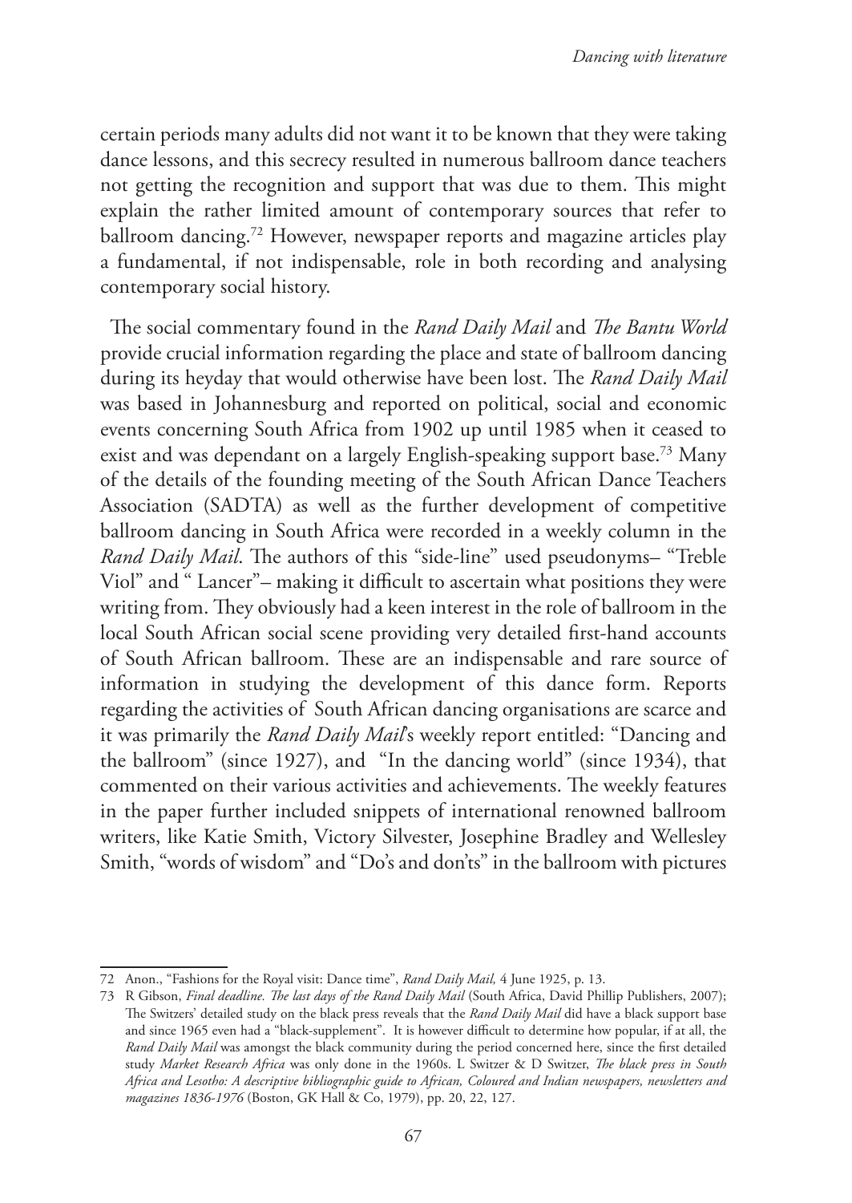certain periods many adults did not want it to be known that they were taking dance lessons, and this secrecy resulted in numerous ballroom dance teachers not getting the recognition and support that was due to them. This might explain the rather limited amount of contemporary sources that refer to ballroom dancing.[72] However, newspaper reports and magazine articles play a fundamental, if not indispensable, role in both recording and analysing contemporary social history.

The social commentary found in the *Rand Daily Mail* and *The Bantu World* provide crucial information regarding the place and state of ballroom dancing during its heyday that would otherwise have been lost. The *Rand Daily Mail* was based in Johannesburg and reported on political, social and economic events concerning South Africa from 1902 up until 1985 when it ceased to exist and was dependant on a largely English-speaking support base.[73] Many of the details of the founding meeting of the South African Dance Teachers Association (SADTA) as well as the further development of competitive ballroom dancing in South Africa were recorded in a weekly column in the *Rand Daily Mail*. The authors of this "side-line" used pseudonyms– "Treble Viol" and " Lancer"– making it difficult to ascertain what positions they were writing from. They obviously had a keen interest in the role of ballroom in the local South African social scene providing very detailed first-hand accounts of South African ballroom. These are an indispensable and rare source of information in studying the development of this dance form. Reports regarding the activities of South African dancing organisations are scarce and it was primarily the *Rand Daily Mail*'s weekly report entitled: "Dancing and the ballroom" (since 1927), and "In the dancing world" (since 1934), that commented on their various activities and achievements. The weekly features in the paper further included snippets of international renowned ballroom writers, like Katie Smith, Victory Silvester, Josephine Bradley and Wellesley Smith, "words of wisdom" and "Do's and don'ts" in the ballroom with pictures

---

72 Anon., "Fashions for the Royal visit: Dance time", *Rand Daily Mail,* 4 June 1925, p. 13.

73 R Gibson, *Final deadline. The last days of the Rand Daily Mail* (South Africa, David Phillip Publishers, 2007); The Switzers' detailed study on the black press reveals that the *Rand Daily Mail* did have a black support base and since 1965 even had a "black-supplement". It is however difficult to determine how popular, if at all, the *Rand Daily Mail* was amongst the black community during the period concerned here, since the first detailed study *Market Research Africa* was only done in the 1960s. L Switzer & D Switzer, *The black press in South Africa and Lesotho: A descriptive bibliographic guide to African, Coloured and Indian newspapers, newsletters and magazines 1836-1976* (Boston, GK Hall & Co, 1979), pp. 20, 22, 127.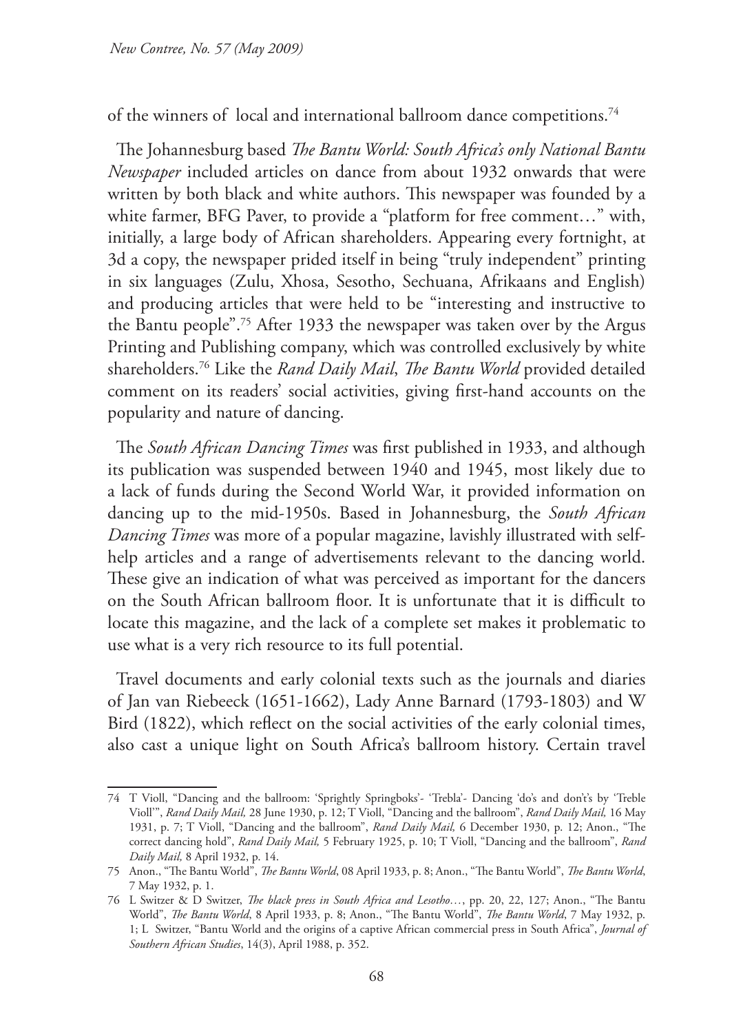of the winners of local and international ballroom dance competitions.[74]

The Johannesburg based *The Bantu World: South Africa's only National Bantu Newspaper* included articles on dance from about 1932 onwards that were written by both black and white authors. This newspaper was founded by a white farmer, BFG Paver, to provide a "platform for free comment…" with, initially, a large body of African shareholders. Appearing every fortnight, at 3d a copy, the newspaper prided itself in being "truly independent" printing in six languages (Zulu, Xhosa, Sesotho, Sechuana, Afrikaans and English) and producing articles that were held to be "interesting and instructive to the Bantu people".[75] After 1933 the newspaper was taken over by the Argus Printing and Publishing company, which was controlled exclusively by white shareholders.[76] Like the *Rand Daily Mail*, *The Bantu World* provided detailed comment on its readers' social activities, giving first-hand accounts on the popularity and nature of dancing.

The *South African Dancing Times* was first published in 1933, and although its publication was suspended between 1940 and 1945, most likely due to a lack of funds during the Second World War, it provided information on dancing up to the mid-1950s. Based in Johannesburg, the *South African Dancing Times* was more of a popular magazine, lavishly illustrated with self-help articles and a range of advertisements relevant to the dancing world. These give an indication of what was perceived as important for the dancers on the South African ballroom floor. It is unfortunate that it is difficult to locate this magazine, and the lack of a complete set makes it problematic to use what is a very rich resource to its full potential.

Travel documents and early colonial texts such as the journals and diaries of Jan van Riebeeck (1651-1662), Lady Anne Barnard (1793-1803) and W Bird (1822), which reflect on the social activities of the early colonial times, also cast a unique light on South Africa's ballroom history. Certain travel

---

74 T Violl, "Dancing and the ballroom: 'Sprightly Springboks'- 'Trebla'- Dancing 'do's and don't's by 'Treble Violl'", *Rand Daily Mail,* 28 June 1930, p. 12; T Violl, "Dancing and the ballroom", *Rand Daily Mail,* 16 May 1931, p. 7; T Violl, "Dancing and the ballroom", *Rand Daily Mail,* 6 December 1930, p. 12; Anon., "The correct dancing hold", *Rand Daily Mail,* 5 February 1925, p. 10; T Violl, "Dancing and the ballroom", *Rand Daily Mail,* 8 April 1932, p. 14.

75 Anon., "The Bantu World", *The Bantu World*, 08 April 1933, p. 8; Anon., "The Bantu World", *The Bantu World*, 7 May 1932, p. 1.

76 L Switzer & D Switzer, *The black press in South Africa and Lesotho…*, pp. 20, 22, 127; Anon., "The Bantu World", *The Bantu World*, 8 April 1933, p. 8; Anon., "The Bantu World", *The Bantu World*, 7 May 1932, p. 1; L Switzer, "Bantu World and the origins of a captive African commercial press in South Africa", *Journal of Southern African Studies*, 14(3), April 1988, p. 352.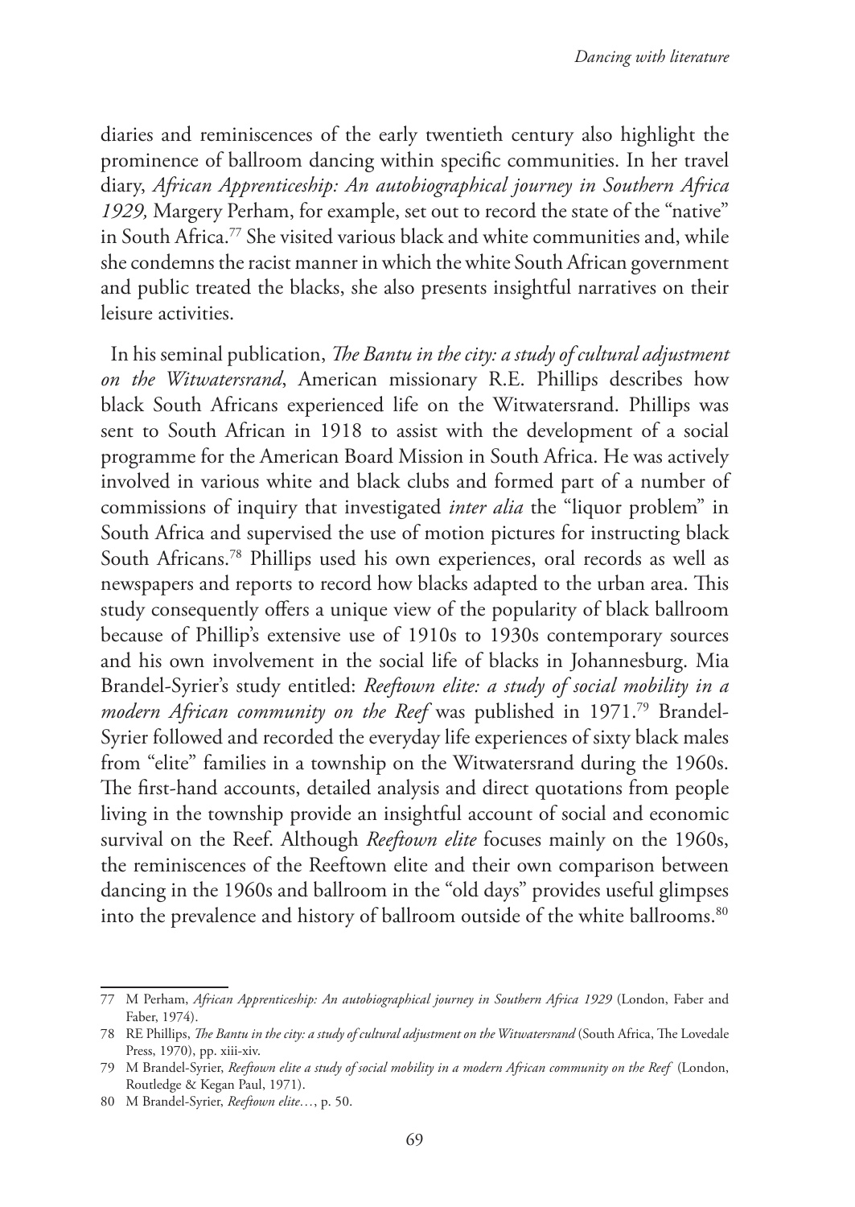diaries and reminiscences of the early twentieth century also highlight the prominence of ballroom dancing within specific communities. In her travel diary, *African Apprenticeship: An autobiographical journey in Southern Africa 1929,* Margery Perham, for example, set out to record the state of the "native" in South Africa.[77] She visited various black and white communities and, while she condemns the racist manner in which the white South African government and public treated the blacks, she also presents insightful narratives on their leisure activities.

In his seminal publication, *The Bantu in the city: a study of cultural adjustment on the Witwatersrand*, American missionary R.E. Phillips describes how black South Africans experienced life on the Witwatersrand. Phillips was sent to South African in 1918 to assist with the development of a social programme for the American Board Mission in South Africa. He was actively involved in various white and black clubs and formed part of a number of commissions of inquiry that investigated *inter alia* the "liquor problem" in South Africa and supervised the use of motion pictures for instructing black South Africans.[78] Phillips used his own experiences, oral records as well as newspapers and reports to record how blacks adapted to the urban area. This study consequently offers a unique view of the popularity of black ballroom because of Phillip's extensive use of 1910s to 1930s contemporary sources and his own involvement in the social life of blacks in Johannesburg. Mia Brandel-Syrier's study entitled: *Reeftown elite: a study of social mobility in a modern African community on the Reef* was published in 1971.[79] Brandel-Syrier followed and recorded the everyday life experiences of sixty black males from "elite" families in a township on the Witwatersrand during the 1960s. The first-hand accounts, detailed analysis and direct quotations from people living in the township provide an insightful account of social and economic survival on the Reef. Although *Reeftown elite* focuses mainly on the 1960s, the reminiscences of the Reeftown elite and their own comparison between dancing in the 1960s and ballroom in the "old days" provides useful glimpses into the prevalence and history of ballroom outside of the white ballrooms.[80]

---

77 M Perham, *African Apprenticeship: An autobiographical journey in Southern Africa 1929* (London, Faber and Faber, 1974).

78 RE Phillips, *The Bantu in the city: a study of cultural adjustment on the Witwatersrand* (South Africa, The Lovedale Press, 1970), pp. xiii-xiv.

79 M Brandel-Syrier, *Reeftown elite a study of social mobility in a modern African community on the Reef* (London, Routledge & Kegan Paul, 1971).

80 M Brandel-Syrier, *Reeftown elite…*, p. 50.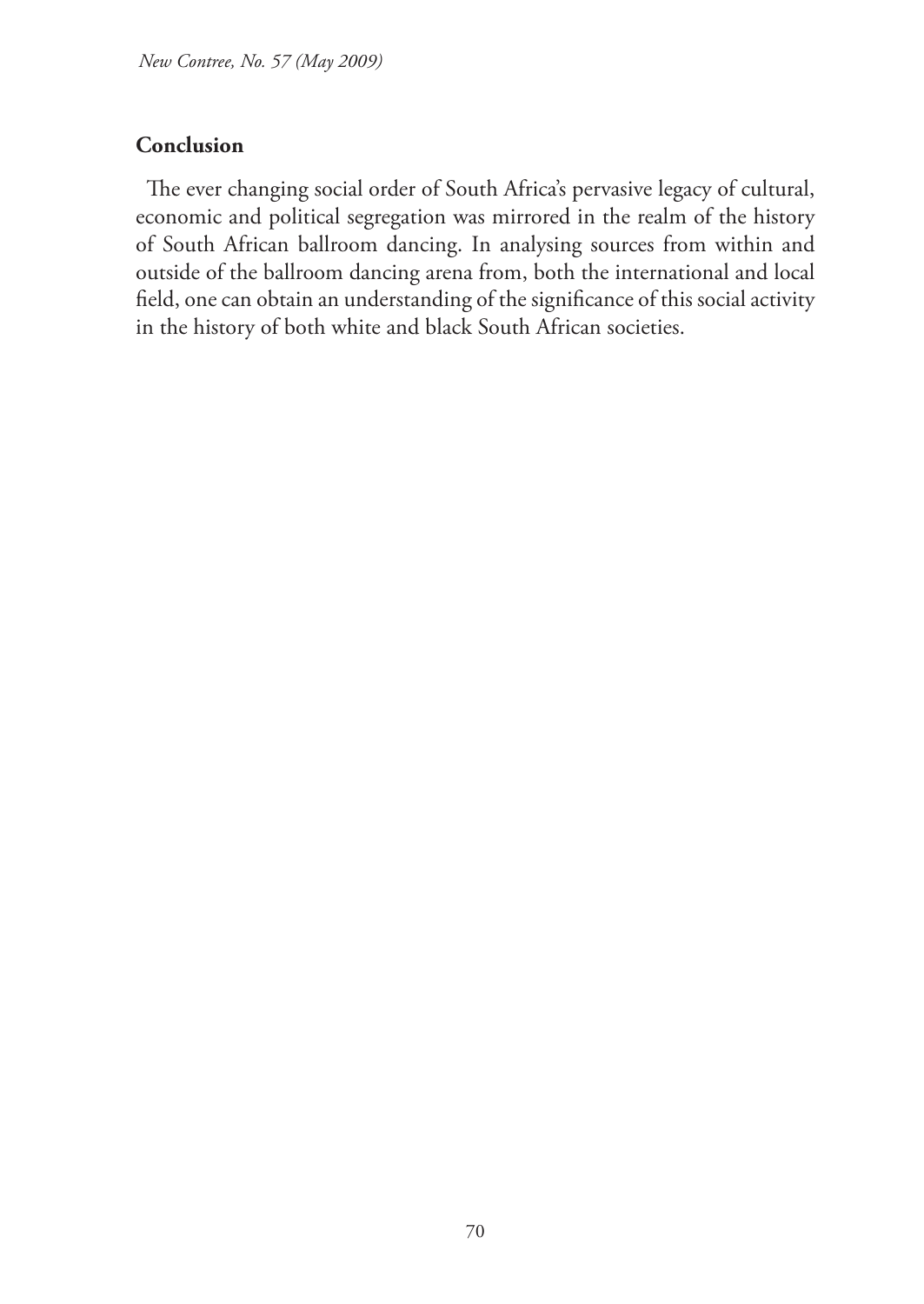## Conclusion

The ever changing social order of South Africa's pervasive legacy of cultural, economic and political segregation was mirrored in the realm of the history of South African ballroom dancing. In analysing sources from within and outside of the ballroom dancing arena from, both the international and local field, one can obtain an understanding of the significance of this social activity in the history of both white and black South African societies.